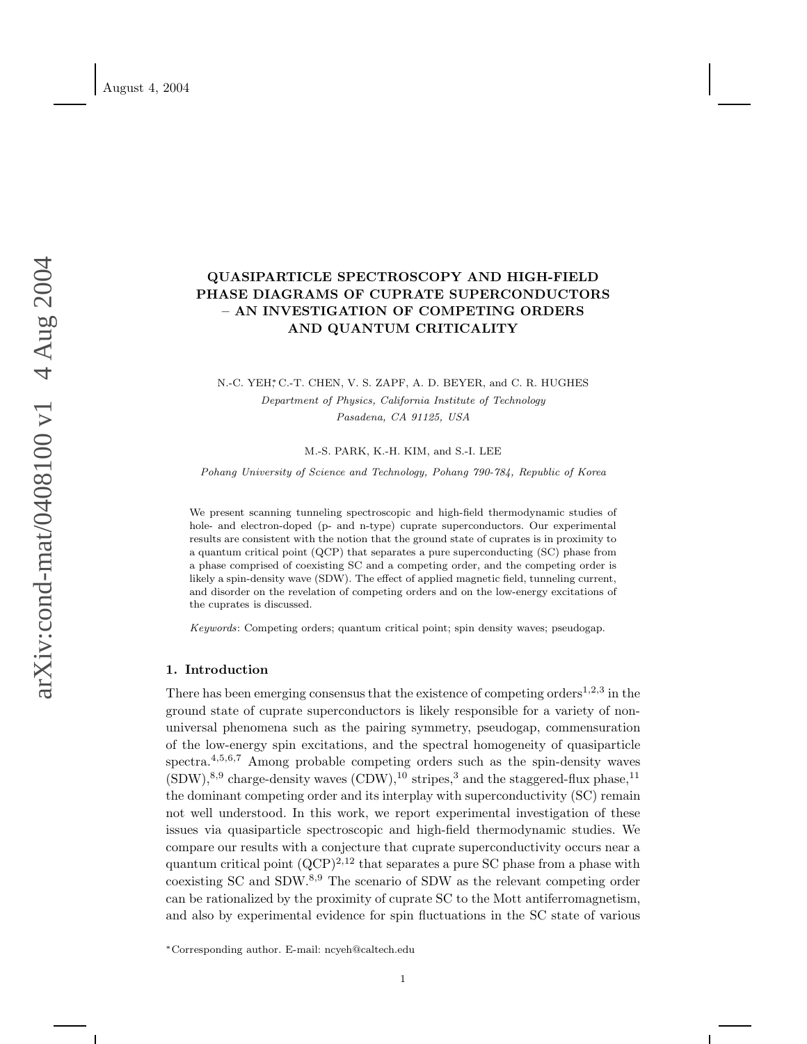# QUASIPARTICLE SPECTROSCOPY AND HIGH-FIELD PHASE DIAGRAMS OF CUPRATE SUPERCONDUCTORS – AN INVESTIGATION OF COMPETING ORDERS AND QUANTUM CRITICALITY

N.-C. YEH[*], C.-T. CHEN, V. S. ZAPF, A. D. BEYER, and C. R. HUGHES

*Department of Physics, California Institute of Technology*
*Pasadena, CA 91125, USA*

M.-S. PARK, K.-H. KIM, and S.-I. LEE

*Pohang University of Science and Technology, Pohang 790-784, Republic of Korea*

We present scanning tunneling spectroscopic and high-field thermodynamic studies of hole- and electron-doped (p- and n-type) cuprate superconductors. Our experimental results are consistent with the notion that the ground state of cuprates is in proximity to a quantum critical point (QCP) that separates a pure superconducting (SC) phase from a phase comprised of coexisting SC and a competing order, and the competing order is likely a spin-density wave (SDW). The effect of applied magnetic field, tunneling current, and disorder on the revelation of competing orders and on the low-energy excitations of the cuprates is discussed.

*Keywords*: Competing orders; quantum critical point; spin density waves; pseudogap.

## 1. Introduction

There has been emerging consensus that the existence of competing orders[1,2,3] in the ground state of cuprate superconductors is likely responsible for a variety of non-universal phenomena such as the pairing symmetry, pseudogap, commensuration of the low-energy spin excitations, and the spectral homogeneity of quasiparticle spectra.[4,5,6,7] Among probable competing orders such as the spin-density waves (SDW),[8,9] charge-density waves (CDW),[10] stripes,[3] and the staggered-flux phase,[11] the dominant competing order and its interplay with superconductivity (SC) remain not well understood. In this work, we report experimental investigation of these issues via quasiparticle spectroscopic and high-field thermodynamic studies. We compare our results with a conjecture that cuprate superconductivity occurs near a quantum critical point (QCP)[2,12] that separates a pure SC phase from a phase with coexisting SC and SDW.[8,9] The scenario of SDW as the relevant competing order can be rationalized by the proximity of cuprate SC to the Mott antiferromagnetism, and also by experimental evidence for spin fluctuations in the SC state of various

[*]Corresponding author. E-mail: ncyeh@caltech.edu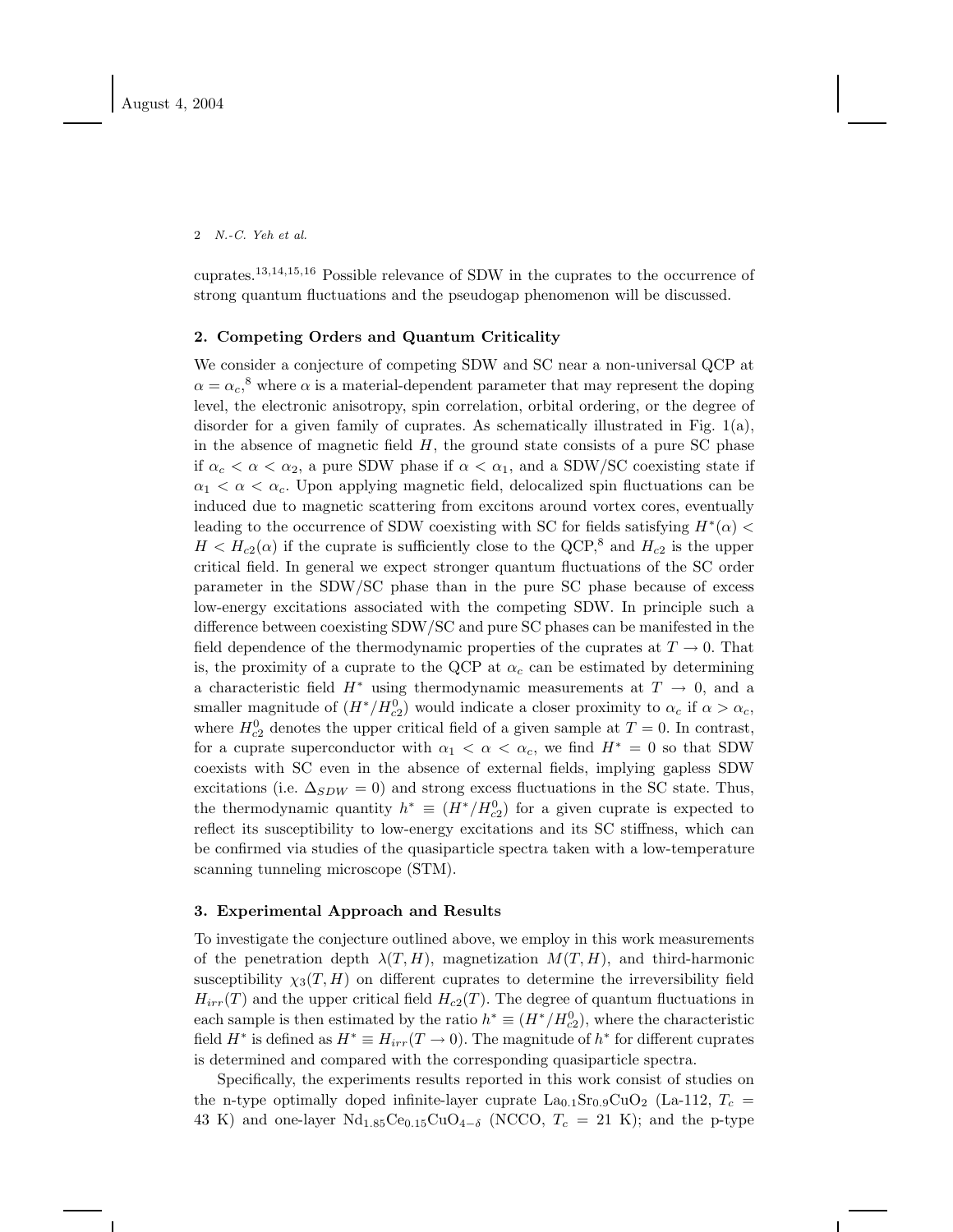cuprates.[13,14,15,16] Possible relevance of SDW in the cuprates to the occurrence of strong quantum fluctuations and the pseudogap phenomenon will be discussed.

## 2. Competing Orders and Quantum Criticality

We consider a conjecture of competing SDW and SC near a non-universal QCP at $\alpha = \alpha_c$,[8] where $\alpha$ is a material-dependent parameter that may represent the doping level, the electronic anisotropy, spin correlation, orbital ordering, or the degree of disorder for a given family of cuprates. As schematically illustrated in Fig. 1(a), in the absence of magnetic field $H$, the ground state consists of a pure SC phase if $\alpha_c < \alpha < \alpha_2$, a pure SDW phase if $\alpha < \alpha_1$, and a SDW/SC coexisting state if $\alpha_1 < \alpha < \alpha_c$. Upon applying magnetic field, delocalized spin fluctuations can be induced due to magnetic scattering from excitons around vortex cores, eventually leading to the occurrence of SDW coexisting with SC for fields satisfying $H^*(\alpha) < H < H_{c2}(\alpha)$ if the cuprate is sufficiently close to the QCP,[8] and $H_{c2}$ is the upper critical field. In general we expect stronger quantum fluctuations of the SC order parameter in the SDW/SC phase than in the pure SC phase because of excess low-energy excitations associated with the competing SDW. In principle such a difference between coexisting SDW/SC and pure SC phases can be manifested in the field dependence of the thermodynamic properties of the cuprates at $T \to 0$. That is, the proximity of a cuprate to the QCP at $\alpha_c$ can be estimated by determining a characteristic field $H^*$ using thermodynamic measurements at $T \to 0$, and a smaller magnitude of $(H^*/H_{c2}^0)$ would indicate a closer proximity to $\alpha_c$ if $\alpha > \alpha_c$, where $H_{c2}^0$ denotes the upper critical field of a given sample at $T = 0$. In contrast, for a cuprate superconductor with $\alpha_1 < \alpha < \alpha_c$, we find $H^* = 0$ so that SDW coexists with SC even in the absence of external fields, implying gapless SDW excitations (i.e. $\Delta_{SDW} = 0$) and strong excess fluctuations in the SC state. Thus, the thermodynamic quantity $h^* \equiv (H^*/H_{c2}^0)$ for a given cuprate is expected to reflect its susceptibility to low-energy excitations and its SC stiffness, which can be confirmed via studies of the quasiparticle spectra taken with a low-temperature scanning tunneling microscope (STM).

## 3. Experimental Approach and Results

To investigate the conjecture outlined above, we employ in this work measurements of the penetration depth $\lambda(T, H)$, magnetization $M(T, H)$, and third-harmonic susceptibility $\chi_3(T, H)$ on different cuprates to determine the irreversibility field $H_{irr}(T)$ and the upper critical field $H_{c2}(T)$. The degree of quantum fluctuations in each sample is then estimated by the ratio $h^* \equiv (H^*/H_{c2}^0)$, where the characteristic field $H^*$ is defined as $H^* \equiv H_{irr}(T \to 0)$. The magnitude of $h^*$ for different cuprates is determined and compared with the corresponding quasiparticle spectra.

Specifically, the experiments results reported in this work consist of studies on the n-type optimally doped infinite-layer cuprate $La_{0.1}Sr_{0.9}CuO_2$ (La-112, $T_c$ = 43 K) and one-layer $Nd_{1.85}Ce_{0.15}CuO_{4-\delta}$ (NCCO, $T_c$ = 21 K); and the p-type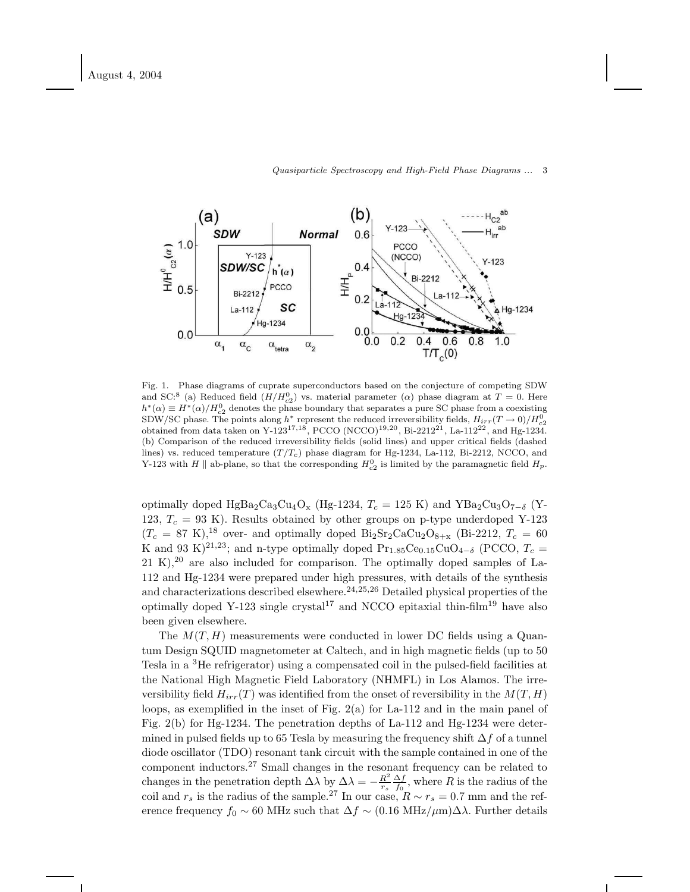Fig. 1. Phase diagrams of cuprate superconductors based on the conjecture of competing SDW and SC:[8] (a) Reduced field ($H/H^0_{c2}$) vs. material parameter ($\alpha$) phase diagram at $T = 0$. Here $h^*(\alpha) \equiv H^*(\alpha)/H^0_{c2}$ denotes the phase boundary that separates a pure SC phase from a coexisting SDW/SC phase. The points along $h^*$ represent the reduced irreversibility fields, $H_{irr}(T \to 0)/H^0_{c2}$ obtained from data taken on Y-123[17,18], PCCO (NCCO)[19,20], Bi-2212[21], La-112[22], and Hg-1234. (b) Comparison of the reduced irreversibility fields (solid lines) and upper critical fields (dashed lines) vs. reduced temperature ($T/T_c$) phase diagram for Hg-1234, La-112, Bi-2212, NCCO, and Y-123 with $H \parallel$ ab-plane, so that the corresponding $H^0_{c2}$ is limited by the paramagnetic field $H_p$.

optimally doped $HgBa_2Ca_3Cu_4O_x$ (Hg-1234, $T_c$ = 125 K) and $YBa_2Cu_3O_{7-\delta}$ (Y-123, $T_c$ = 93 K). Results obtained by other groups on p-type underdoped Y-123 ($T_c$ = 87 K),[18] over- and optimally doped $Bi_2Sr_2CaCu_2O_{8+x}$ (Bi-2212, $T_c$ = 60 K and 93 K)[21,23]; and n-type optimally doped $Pr_{1.85}Ce_{0.15}CuO_{4-\delta}$ (PCCO, $T_c$ = 21 K),[20] are also included for comparison. The optimally doped samples of La-112 and Hg-1234 were prepared under high pressures, with details of the synthesis and characterizations described elsewhere.[24,25,26] Detailed physical properties of the optimally doped Y-123 single crystal[17] and NCCO epitaxial thin-film[19] have also been given elsewhere.

The $M(T, H)$ measurements were conducted in lower DC fields using a Quantum Design SQUID magnetometer at Caltech, and in high magnetic fields (up to 50 Tesla in a $^3$He refrigerator) using a compensated coil in the pulsed-field facilities at the National High Magnetic Field Laboratory (NHMFL) in Los Alamos. The irreversibility field $H_{irr}(T)$ was identified from the onset of reversibility in the $M(T, H)$ loops, as exemplified in the inset of Fig. 2(a) for La-112 and in the main panel of Fig. 2(b) for Hg-1234. The penetration depths of La-112 and Hg-1234 were determined in pulsed fields up to 65 Tesla by measuring the frequency shift $\Delta f$ of a tunnel diode oscillator (TDO) resonant tank circuit with the sample contained in one of the component inductors.[27] Small changes in the resonant frequency can be related to changes in the penetration depth $\Delta\lambda$ by $\Delta\lambda = -\frac{R^2}{r_s}\frac{\Delta f}{f_0}$, where $R$ is the radius of the coil and $r_s$ is the radius of the sample.[27] In our case, $R \sim r_s = 0.7$ mm and the reference frequency $f_0 \sim 60$ MHz such that $\Delta f \sim (0.16 \text{ MHz}/\mu\text{m})\Delta\lambda$. Further details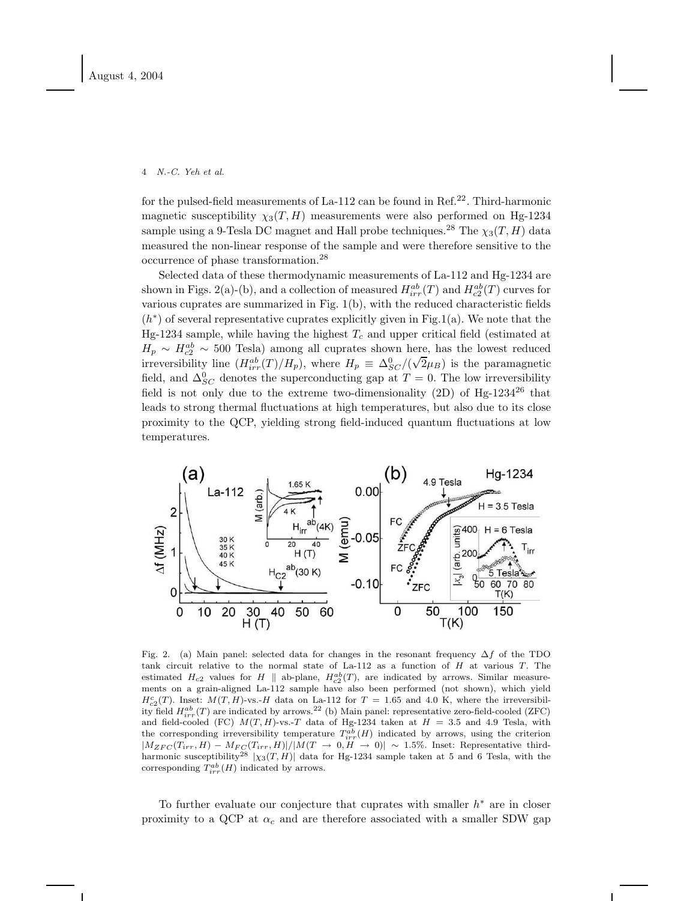for the pulsed-field measurements of La-112 can be found in Ref.[22]. Third-harmonic magnetic susceptibility $\chi_3(T,H)$ measurements were also performed on Hg-1234 sample using a 9-Tesla DC magnet and Hall probe techniques.[28] The $\chi_3(T,H)$ data measured the non-linear response of the sample and were therefore sensitive to the occurrence of phase transformation.[28]

Selected data of these thermodynamic measurements of La-112 and Hg-1234 are shown in Figs. 2(a)-(b), and a collection of measured $H_{irr}^{ab}(T)$ and $H_{c2}^{ab}(T)$ curves for various cuprates are summarized in Fig. 1(b), with the reduced characteristic fields ($h^*$) of several representative cuprates explicitly given in Fig.1(a). We note that the Hg-1234 sample, while having the highest $T_c$ and upper critical field (estimated at $H_p \sim H_{c2}^{ab} \sim 500$ Tesla) among all cuprates shown here, has the lowest reduced irreversibility line ($H_{irr}^{ab}(T)/H_p$), where $H_p \equiv \Delta_{SC}^0/(\sqrt{2}\mu_B)$ is the paramagnetic field, and $\Delta_{SC}^0$ denotes the superconducting gap at $T=0$. The low irreversibility field is not only due to the extreme two-dimensionality (2D) of Hg-1234[26] that leads to strong thermal fluctuations at high temperatures, but also due to its close proximity to the QCP, yielding strong field-induced quantum fluctuations at low temperatures.

Fig. 2. (a) Main panel: selected data for changes in the resonant frequency $\Delta f$ of the TDO tank circuit relative to the normal state of La-112 as a function of $H$ at various $T$. The estimated $H_{c2}$ values for $H \parallel$ ab-plane, $H_{c2}^{ab}(T)$, are indicated by arrows. Similar measurements on a grain-aligned La-112 sample have also been performed (not shown), which yield $H_{c2}^{c}(T)$. Inset: $M(T,H)$-vs.-$H$ data on La-112 for $T = 1.65$ and 4.0 K, where the irreversibility field $H_{irr}^{ab}(T)$ are indicated by arrows.[22] (b) Main panel: representative zero-field-cooled (ZFC) and field-cooled (FC) $M(T,H)$-vs.-$T$ data of Hg-1234 taken at $H = 3.5$ and 4.9 Tesla, with the corresponding irreversibility temperature $T_{irr}^{ab}(H)$ indicated by arrows, using the criterion $|M_{ZFC}(T_{irr},H) - M_{FC}(T_{irr},H)|/|M(T \to 0, H \to 0)| \sim 1.5\%$. Inset: Representative third-harmonic susceptibility[28] $|\chi_3(T,H)|$ data for Hg-1234 sample taken at 5 and 6 Tesla, with the corresponding $T_{irr}^{ab}(H)$ indicated by arrows.

To further evaluate our conjecture that cuprates with smaller $h^*$ are in closer proximity to a QCP at $\alpha_c$ and are therefore associated with a smaller SDW gap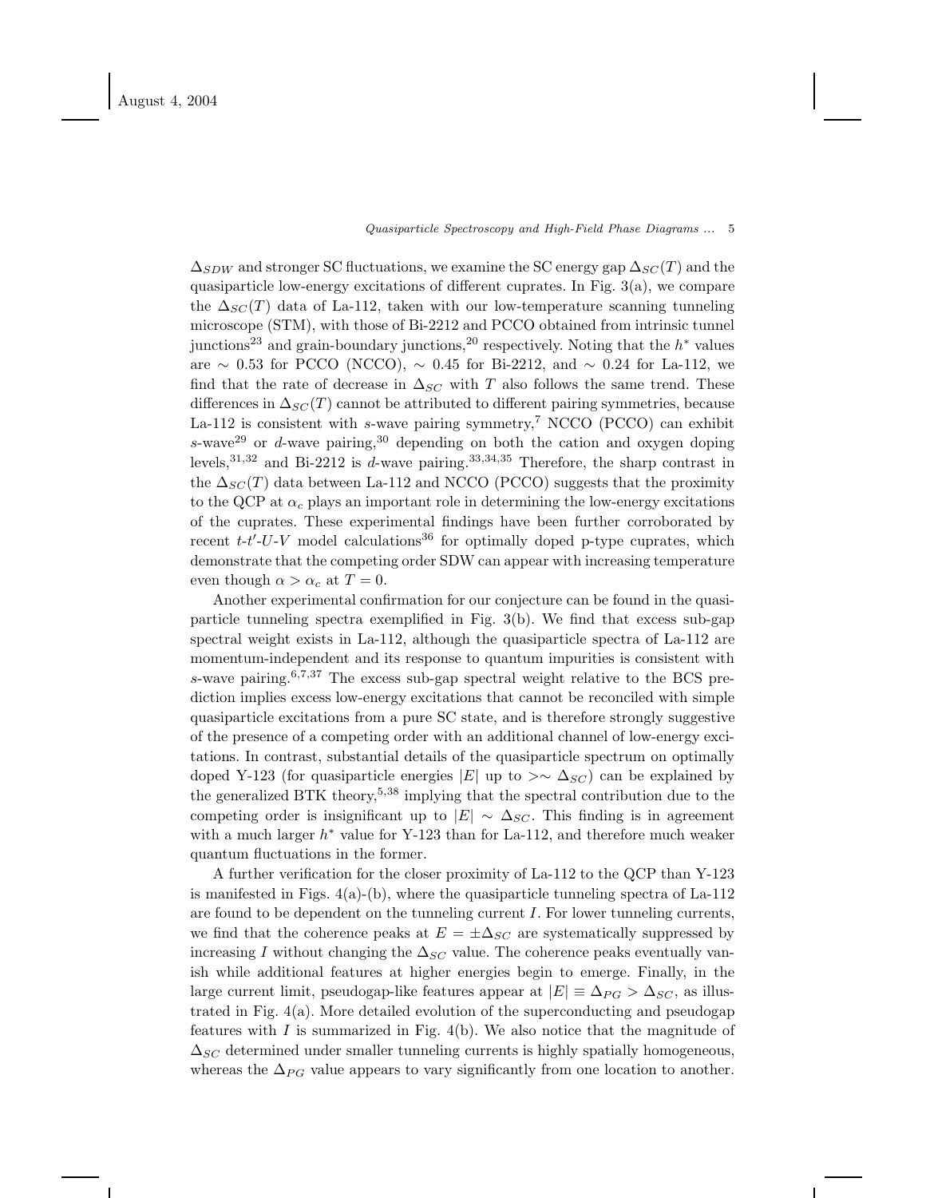$\Delta_{SDW}$ and stronger SC fluctuations, we examine the SC energy gap $\Delta_{SC}(T)$ and the quasiparticle low-energy excitations of different cuprates. In Fig. 3(a), we compare the $\Delta_{SC}(T)$ data of La-112, taken with our low-temperature scanning tunneling microscope (STM), with those of Bi-2212 and PCCO obtained from intrinsic tunnel junctions[23] and grain-boundary junctions,[20] respectively. Noting that the $h^*$ values are $\sim 0.53$ for PCCO (NCCO), $\sim 0.45$ for Bi-2212, and $\sim 0.24$ for La-112, we find that the rate of decrease in $\Delta_{SC}$ with $T$ also follows the same trend. These differences in $\Delta_{SC}(T)$ cannot be attributed to different pairing symmetries, because La-112 is consistent with $s$-wave pairing symmetry,[7] NCCO (PCCO) can exhibit $s$-wave[29] or $d$-wave pairing,[30] depending on both the cation and oxygen doping levels,[31,32] and Bi-2212 is $d$-wave pairing.[33,34,35] Therefore, the sharp contrast in the $\Delta_{SC}(T)$ data between La-112 and NCCO (PCCO) suggests that the proximity to the QCP at $\alpha_c$ plays an important role in determining the low-energy excitations of the cuprates. These experimental findings have been further corroborated by recent $t$-$t'$-$U$-$V$ model calculations[36] for optimally doped p-type cuprates, which demonstrate that the competing order SDW can appear with increasing temperature even though $\alpha > \alpha_c$ at $T = 0$.

Another experimental confirmation for our conjecture can be found in the quasiparticle tunneling spectra exemplified in Fig. 3(b). We find that excess sub-gap spectral weight exists in La-112, although the quasiparticle spectra of La-112 are momentum-independent and its response to quantum impurities is consistent with $s$-wave pairing.[6,7,37] The excess sub-gap spectral weight relative to the BCS prediction implies excess low-energy excitations that cannot be reconciled with simple quasiparticle excitations from a pure SC state, and is therefore strongly suggestive of the presence of a competing order with an additional channel of low-energy excitations. In contrast, substantial details of the quasiparticle spectrum on optimally doped Y-123 (for quasiparticle energies $|E|$ up to $>\sim \Delta_{SC}$) can be explained by the generalized BTK theory,[5,38] implying that the spectral contribution due to the competing order is insignificant up to $|E| \sim \Delta_{SC}$. This finding is in agreement with a much larger $h^*$ value for Y-123 than for La-112, and therefore much weaker quantum fluctuations in the former.

A further verification for the closer proximity of La-112 to the QCP than Y-123 is manifested in Figs. 4(a)-(b), where the quasiparticle tunneling spectra of La-112 are found to be dependent on the tunneling current $I$. For lower tunneling currents, we find that the coherence peaks at $E = \pm\Delta_{SC}$ are systematically suppressed by increasing $I$ without changing the $\Delta_{SC}$ value. The coherence peaks eventually vanish while additional features at higher energies begin to emerge. Finally, in the large current limit, pseudogap-like features appear at $|E| \equiv \Delta_{PG} > \Delta_{SC}$, as illustrated in Fig. 4(a). More detailed evolution of the superconducting and pseudogap features with $I$ is summarized in Fig. 4(b). We also notice that the magnitude of $\Delta_{SC}$ determined under smaller tunneling currents is highly spatially homogeneous, whereas the $\Delta_{PG}$ value appears to vary significantly from one location to another.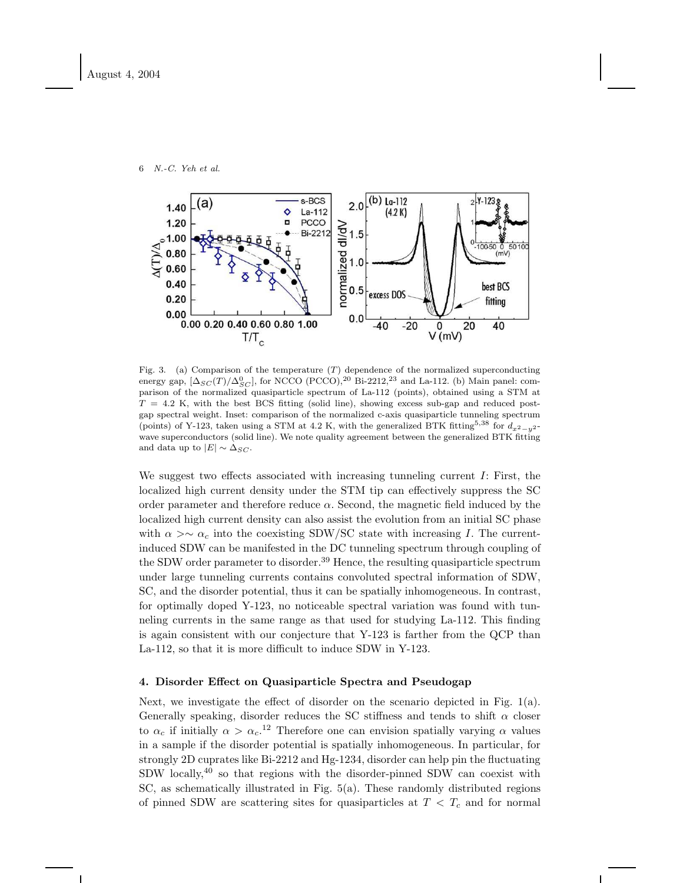Fig. 3. (a) Comparison of the temperature ($T$) dependence of the normalized superconducting energy gap, $[\Delta_{SC}(T)/\Delta_{SC}^0]$, for NCCO (PCCO),[20] Bi-2212,[23] and La-112. (b) Main panel: comparison of the normalized quasiparticle spectrum of La-112 (points), obtained using a STM at $T = 4.2$ K, with the best BCS fitting (solid line), showing excess sub-gap and reduced post-gap spectral weight. Inset: comparison of the normalized c-axis quasiparticle tunneling spectrum (points) of Y-123, taken using a STM at 4.2 K, with the generalized BTK fitting[5,38] for $d_{x^2-y^2}$-wave superconductors (solid line). We note quality agreement between the generalized BTK fitting and data up to $|E| \sim \Delta_{SC}$.

We suggest two effects associated with increasing tunneling current $I$: First, the localized high current density under the STM tip can effectively suppress the SC order parameter and therefore reduce $\alpha$. Second, the magnetic field induced by the localized high current density can also assist the evolution from an initial SC phase with $\alpha >\sim \alpha_c$ into the coexisting SDW/SC state with increasing $I$. The current-induced SDW can be manifested in the DC tunneling spectrum through coupling of the SDW order parameter to disorder.[39] Hence, the resulting quasiparticle spectrum under large tunneling currents contains convoluted spectral information of SDW, SC, and the disorder potential, thus it can be spatially inhomogeneous. In contrast, for optimally doped Y-123, no noticeable spectral variation was found with tunneling currents in the same range as that used for studying La-112. This finding is again consistent with our conjecture that Y-123 is farther from the QCP than La-112, so that it is more difficult to induce SDW in Y-123.

## 4. Disorder Effect on Quasiparticle Spectra and Pseudogap

Next, we investigate the effect of disorder on the scenario depicted in Fig. 1(a). Generally speaking, disorder reduces the SC stiffness and tends to shift $\alpha$ closer to $\alpha_c$ if initially $\alpha > \alpha_c$.[12] Therefore one can envision spatially varying $\alpha$ values in a sample if the disorder potential is spatially inhomogeneous. In particular, for strongly 2D cuprates like Bi-2212 and Hg-1234, disorder can help pin the fluctuating SDW locally,[40] so that regions with the disorder-pinned SDW can coexist with SC, as schematically illustrated in Fig. 5(a). These randomly distributed regions of pinned SDW are scattering sites for quasiparticles at $T < T_c$ and for normal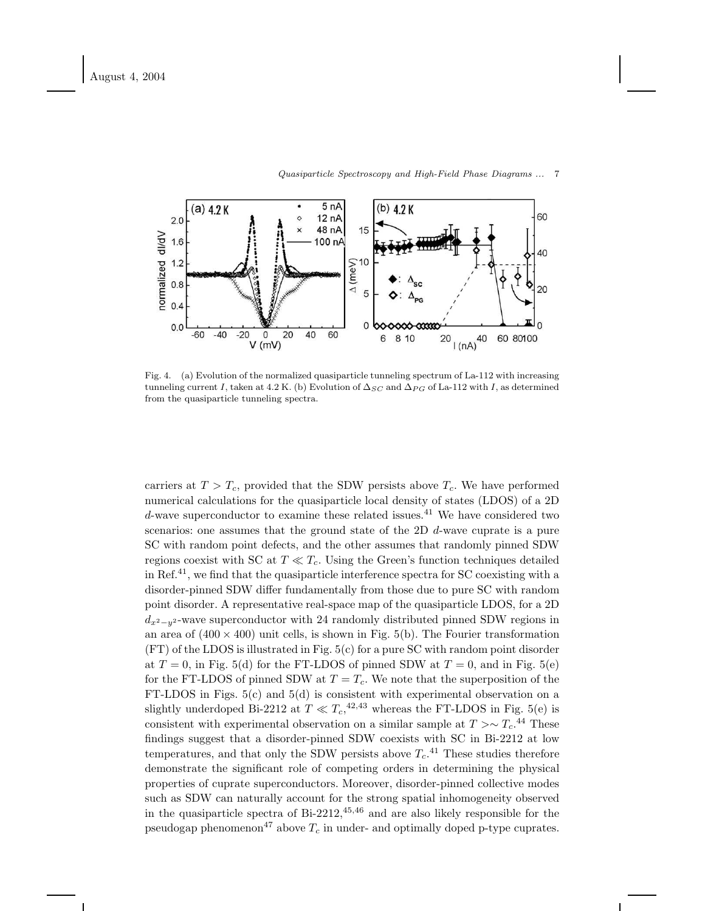Fig. 4. (a) Evolution of the normalized quasiparticle tunneling spectrum of La-112 with increasing tunneling current $I$, taken at 4.2 K. (b) Evolution of $\Delta_{SC}$ and $\Delta_{PG}$ of La-112 with $I$, as determined from the quasiparticle tunneling spectra.

carriers at $T > T_c$, provided that the SDW persists above $T_c$. We have performed numerical calculations for the quasiparticle local density of states (LDOS) of a 2D $d$-wave superconductor to examine these related issues.[41] We have considered two scenarios: one assumes that the ground state of the 2D $d$-wave cuprate is a pure SC with random point defects, and the other assumes that randomly pinned SDW regions coexist with SC at $T \ll T_c$. Using the Green's function techniques detailed in Ref.[41], we find that the quasiparticle interference spectra for SC coexisting with a disorder-pinned SDW differ fundamentally from those due to pure SC with random point disorder. A representative real-space map of the quasiparticle LDOS, for a 2D $d_{x^2-y^2}$-wave superconductor with 24 randomly distributed pinned SDW regions in an area of $(400 \times 400)$ unit cells, is shown in Fig. 5(b). The Fourier transformation (FT) of the LDOS is illustrated in Fig. 5(c) for a pure SC with random point disorder at $T = 0$, in Fig. 5(d) for the FT-LDOS of pinned SDW at $T = 0$, and in Fig. 5(e) for the FT-LDOS of pinned SDW at $T = T_c$. We note that the superposition of the FT-LDOS in Figs. 5(c) and 5(d) is consistent with experimental observation on a slightly underdoped Bi-2212 at $T \ll T_c$,[42,43] whereas the FT-LDOS in Fig. 5(e) is consistent with experimental observation on a similar sample at $T >\sim T_c$.[44] These findings suggest that a disorder-pinned SDW coexists with SC in Bi-2212 at low temperatures, and that only the SDW persists above $T_c$.[41] These studies therefore demonstrate the significant role of competing orders in determining the physical properties of cuprate superconductors. Moreover, disorder-pinned collective modes such as SDW can naturally account for the strong spatial inhomogeneity observed in the quasiparticle spectra of Bi-2212,[45,46] and are also likely responsible for the pseudogap phenomenon[47] above $T_c$ in under- and optimally doped p-type cuprates.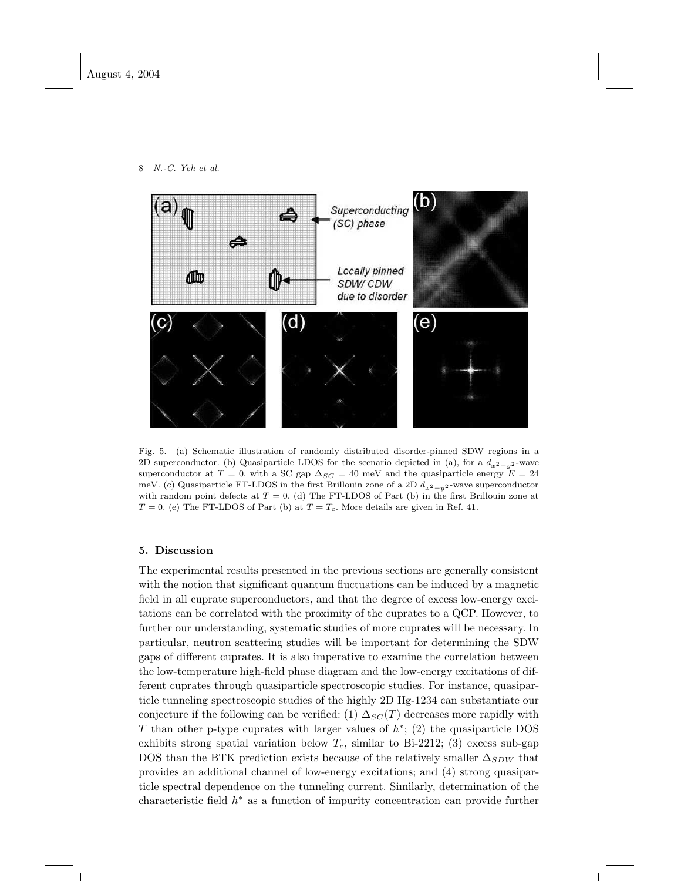Fig. 5. (a) Schematic illustration of randomly distributed disorder-pinned SDW regions in a 2D superconductor. (b) Quasiparticle LDOS for the scenario depicted in (a), for a $d_{x^2-y^2}$-wave superconductor at $T = 0$, with a SC gap $\Delta_{SC} = 40$ meV and the quasiparticle energy $E = 24$ meV. (c) Quasiparticle FT-LDOS in the first Brillouin zone of a 2D $d_{x^2-y^2}$-wave superconductor with random point defects at $T = 0$. (d) The FT-LDOS of Part (b) in the first Brillouin zone at $T = 0$. (e) The FT-LDOS of Part (b) at $T = T_c$. More details are given in Ref. 41.

## 5. Discussion

The experimental results presented in the previous sections are generally consistent with the notion that significant quantum fluctuations can be induced by a magnetic field in all cuprate superconductors, and that the degree of excess low-energy excitations can be correlated with the proximity of the cuprates to a QCP. However, to further our understanding, systematic studies of more cuprates will be necessary. In particular, neutron scattering studies will be important for determining the SDW gaps of different cuprates. It is also imperative to examine the correlation between the low-temperature high-field phase diagram and the low-energy excitations of different cuprates through quasiparticle spectroscopic studies. For instance, quasiparticle tunneling spectroscopic studies of the highly 2D Hg-1234 can substantiate our conjecture if the following can be verified: (1) $\Delta_{SC}(T)$ decreases more rapidly with $T$ than other p-type cuprates with larger values of $h^*$; (2) the quasiparticle DOS exhibits strong spatial variation below $T_c$, similar to Bi-2212; (3) excess sub-gap DOS than the BTK prediction exists because of the relatively smaller $\Delta_{SDW}$ that provides an additional channel of low-energy excitations; and (4) strong quasiparticle spectral dependence on the tunneling current. Similarly, determination of the characteristic field $h^*$ as a function of impurity concentration can provide further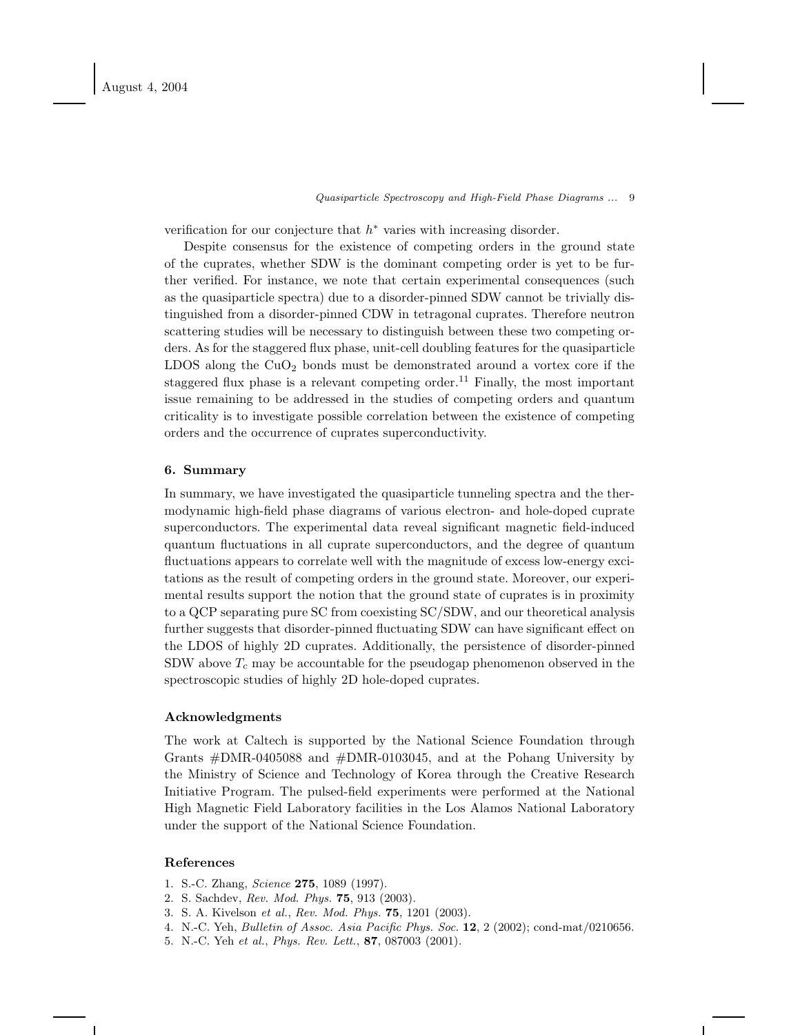verification for our conjecture that $h^*$ varies with increasing disorder.

Despite consensus for the existence of competing orders in the ground state of the cuprates, whether SDW is the dominant competing order is yet to be further verified. For instance, we note that certain experimental consequences (such as the quasiparticle spectra) due to a disorder-pinned SDW cannot be trivially distinguished from a disorder-pinned CDW in tetragonal cuprates. Therefore neutron scattering studies will be necessary to distinguish between these two competing orders. As for the staggered flux phase, unit-cell doubling features for the quasiparticle LDOS along the $CuO_2$ bonds must be demonstrated around a vortex core if the staggered flux phase is a relevant competing order.[11] Finally, the most important issue remaining to be addressed in the studies of competing orders and quantum criticality is to investigate possible correlation between the existence of competing orders and the occurrence of cuprates superconductivity.

## 6. Summary

In summary, we have investigated the quasiparticle tunneling spectra and the thermodynamic high-field phase diagrams of various electron- and hole-doped cuprate superconductors. The experimental data reveal significant magnetic field-induced quantum fluctuations in all cuprate superconductors, and the degree of quantum fluctuations appears to correlate well with the magnitude of excess low-energy excitations as the result of competing orders in the ground state. Moreover, our experimental results support the notion that the ground state of cuprates is in proximity to a QCP separating pure SC from coexisting SC/SDW, and our theoretical analysis further suggests that disorder-pinned fluctuating SDW can have significant effect on the LDOS of highly 2D cuprates. Additionally, the persistence of disorder-pinned SDW above $T_c$ may be accountable for the pseudogap phenomenon observed in the spectroscopic studies of highly 2D hole-doped cuprates.

## Acknowledgments

The work at Caltech is supported by the National Science Foundation through Grants #DMR-0405088 and #DMR-0103045, and at the Pohang University by the Ministry of Science and Technology of Korea through the Creative Research Initiative Program. The pulsed-field experiments were performed at the National High Magnetic Field Laboratory facilities in the Los Alamos National Laboratory under the support of the National Science Foundation.

## References

1. S.-C. Zhang, *Science* **275**, 1089 (1997).
2. S. Sachdev, *Rev. Mod. Phys.* **75**, 913 (2003).
3. S. A. Kivelson *et al.*, *Rev. Mod. Phys.* **75**, 1201 (2003).
4. N.-C. Yeh, *Bulletin of Assoc. Asia Pacific Phys. Soc.* **12**, 2 (2002); cond-mat/0210656.
5. N.-C. Yeh *et al.*, *Phys. Rev. Lett.*, **87**, 087003 (2001).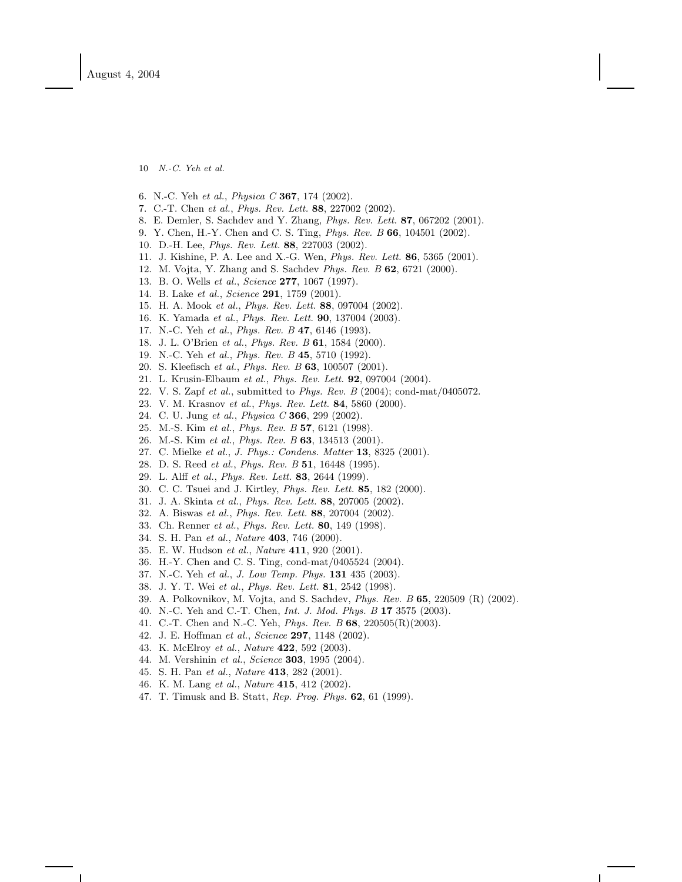6. N.-C. Yeh *et al.*, *Physica C* **367**, 174 (2002).
7. C.-T. Chen *et al.*, *Phys. Rev. Lett.* **88**, 227002 (2002).
8. E. Demler, S. Sachdev and Y. Zhang, *Phys. Rev. Lett.* **87**, 067202 (2001).
9. Y. Chen, H.-Y. Chen and C. S. Ting, *Phys. Rev. B* **66**, 104501 (2002).
10. D.-H. Lee, *Phys. Rev. Lett.* **88**, 227003 (2002).
11. J. Kishine, P. A. Lee and X.-G. Wen, *Phys. Rev. Lett.* **86**, 5365 (2001).
12. M. Vojta, Y. Zhang and S. Sachdev *Phys. Rev. B* **62**, 6721 (2000).
13. B. O. Wells *et al.*, *Science* **277**, 1067 (1997).
14. B. Lake *et al.*, *Science* **291**, 1759 (2001).
15. H. A. Mook *et al.*, *Phys. Rev. Lett.* **88**, 097004 (2002).
16. K. Yamada *et al.*, *Phys. Rev. Lett.* **90**, 137004 (2003).
17. N.-C. Yeh *et al.*, *Phys. Rev. B* **47**, 6146 (1993).
18. J. L. O'Brien *et al.*, *Phys. Rev. B* **61**, 1584 (2000).
19. N.-C. Yeh *et al.*, *Phys. Rev. B* **45**, 5710 (1992).
20. S. Kleefisch *et al.*, *Phys. Rev. B* **63**, 100507 (2001).
21. L. Krusin-Elbaum *et al.*, *Phys. Rev. Lett.* **92**, 097004 (2004).
22. V. S. Zapf *et al.*, submitted to *Phys. Rev. B* (2004); cond-mat/0405072.
23. V. M. Krasnov *et al.*, *Phys. Rev. Lett.* **84**, 5860 (2000).
24. C. U. Jung *et al.*, *Physica C* **366**, 299 (2002).
25. M.-S. Kim *et al.*, *Phys. Rev. B* **57**, 6121 (1998).
26. M.-S. Kim *et al.*, *Phys. Rev. B* **63**, 134513 (2001).
27. C. Mielke *et al.*, *J. Phys.: Condens. Matter* **13**, 8325 (2001).
28. D. S. Reed *et al.*, *Phys. Rev. B* **51**, 16448 (1995).
29. L. Alff *et al.*, *Phys. Rev. Lett.* **83**, 2644 (1999).
30. C. C. Tsuei and J. Kirtley, *Phys. Rev. Lett.* **85**, 182 (2000).
31. J. A. Skinta *et al.*, *Phys. Rev. Lett.* **88**, 207005 (2002).
32. A. Biswas *et al.*, *Phys. Rev. Lett.* **88**, 207004 (2002).
33. Ch. Renner *et al.*, *Phys. Rev. Lett.* **80**, 149 (1998).
34. S. H. Pan *et al.*, *Nature* **403**, 746 (2000).
35. E. W. Hudson *et al.*, *Nature* **411**, 920 (2001).
36. H.-Y. Chen and C. S. Ting, cond-mat/0405524 (2004).
37. N.-C. Yeh *et al.*, *J. Low Temp. Phys.* **131** 435 (2003).
38. J. Y. T. Wei *et al.*, *Phys. Rev. Lett.* **81**, 2542 (1998).
39. A. Polkovnikov, M. Vojta, and S. Sachdev, *Phys. Rev. B* **65**, 220509 (R) (2002).
40. N.-C. Yeh and C.-T. Chen, *Int. J. Mod. Phys. B* **17** 3575 (2003).
41. C.-T. Chen and N.-C. Yeh, *Phys. Rev. B* **68**, 220505(R)(2003).
42. J. E. Hoffman *et al.*, *Science* **297**, 1148 (2002).
43. K. McElroy *et al.*, *Nature* **422**, 592 (2003).
44. M. Vershinin *et al.*, *Science* **303**, 1995 (2004).
45. S. H. Pan *et al.*, *Nature* **413**, 282 (2001).
46. K. M. Lang *et al.*, *Nature* **415**, 412 (2002).
47. T. Timusk and B. Statt, *Rep. Prog. Phys.* **62**, 61 (1999).